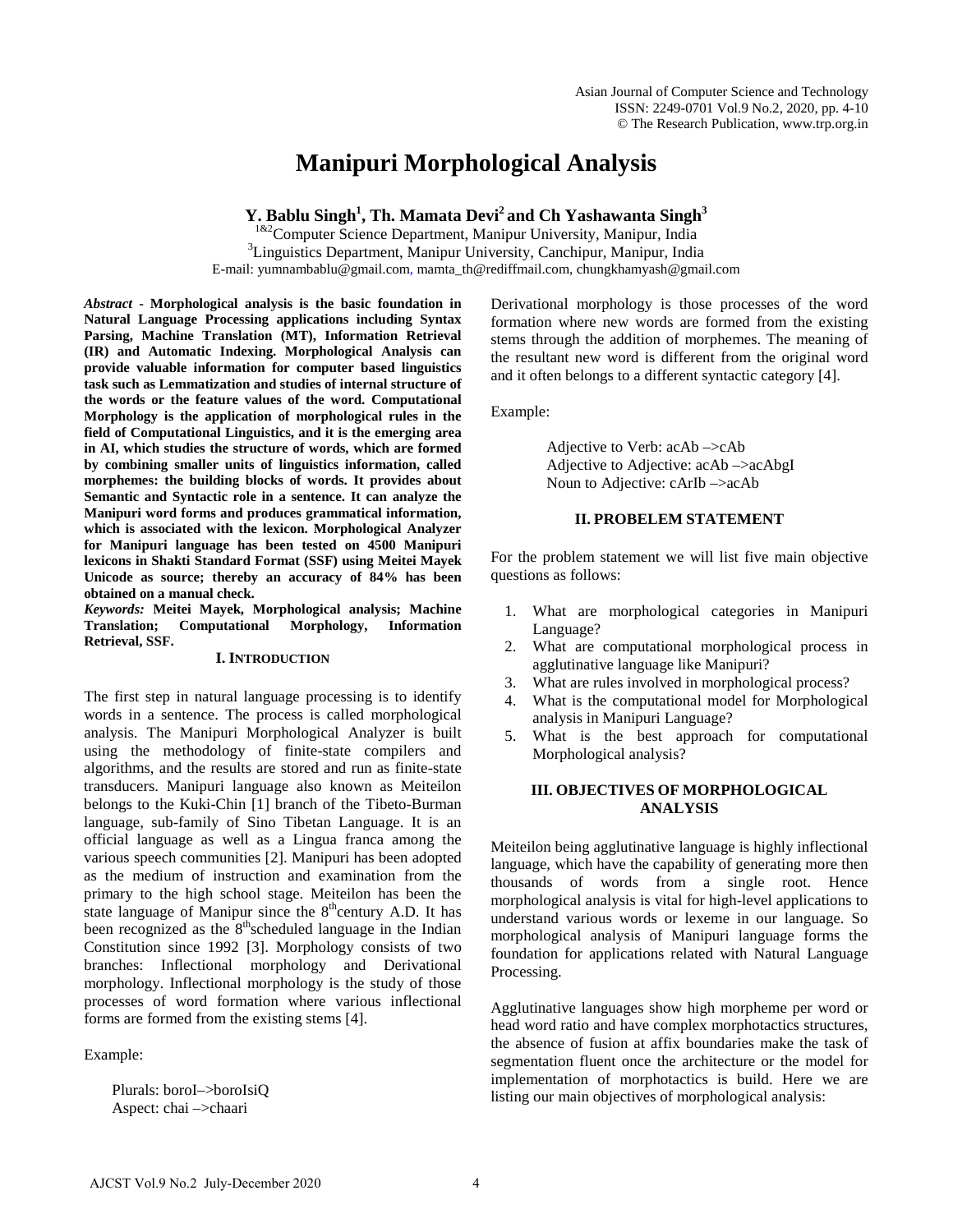# Manipuri Morphological Analysis

**Y. Bablu Singh[1], Th. Mamata Devi[2] and Ch Yashawanta Singh[3]**

[1&2]Computer Science Department, Manipur University, Manipur, India
[3]Linguistics Department, Manipur University, Canchipur, Manipur, India
E-mail: yumnambablu@gmail.com, mamta_th@rediffmail.com, chungkhamyash@gmail.com

***Abstract* - Morphological analysis is the basic foundation in Natural Language Processing applications including Syntax Parsing, Machine Translation (MT), Information Retrieval (IR) and Automatic Indexing. Morphological Analysis can provide valuable information for computer based linguistics task such as Lemmatization and studies of internal structure of the words or the feature values of the word. Computational Morphology is the application of morphological rules in the field of Computational Linguistics, and it is the emerging area in AI, which studies the structure of words, which are formed by combining smaller units of linguistics information, called morphemes: the building blocks of words. It provides about Semantic and Syntactic role in a sentence. It can analyze the Manipuri word forms and produces grammatical information, which is associated with the lexicon. Morphological Analyzer for Manipuri language has been tested on 4500 Manipuri lexicons in Shakti Standard Format (SSF) using Meitei Mayek Unicode as source; thereby an accuracy of 84% has been obtained on a manual check.**

***Keywords:* Meitei Mayek, Morphological analysis; Machine Translation; Computational Morphology, Information Retrieval, SSF.**

## I. INTRODUCTION

The first step in natural language processing is to identify words in a sentence. The process is called morphological analysis. The Manipuri Morphological Analyzer is built using the methodology of finite-state compilers and algorithms, and the results are stored and run as finite-state transducers. Manipuri language also known as Meiteilon belongs to the Kuki-Chin [1] branch of the Tibeto-Burman language, sub-family of Sino Tibetan Language. It is an official language as well as a Lingua franca among the various speech communities [2]. Manipuri has been adopted as the medium of instruction and examination from the primary to the high school stage. Meiteilon has been the state language of Manipur since the 8th century A.D. It has been recognized as the 8th scheduled language in the Indian Constitution since 1992 [3]. Morphology consists of two branches: Inflectional morphology and Derivational morphology. Inflectional morphology is the study of those processes of word formation where various inflectional forms are formed from the existing stems [4].

Example:

Plurals: boroI–>boroIsiQ
Aspect: chai –>chaari

Derivational morphology is those processes of the word formation where new words are formed from the existing stems through the addition of morphemes. The meaning of the resultant new word is different from the original word and it often belongs to a different syntactic category [4].

Example:

Adjective to Verb: acAb –>cAb
Adjective to Adjective: acAb –>acAbgI
Noun to Adjective: cArIb –>acAb

## II. PROBELEM STATEMENT

For the problem statement we will list five main objective questions as follows:

1. What are morphological categories in Manipuri Language?
2. What are computational morphological process in agglutinative language like Manipuri?
3. What are rules involved in morphological process?
4. What is the computational model for Morphological analysis in Manipuri Language?
5. What is the best approach for computational Morphological analysis?

## III. OBJECTIVES OF MORPHOLOGICAL ANALYSIS

Meiteilon being agglutinative language is highly inflectional language, which have the capability of generating more then thousands of words from a single root. Hence morphological analysis is vital for high-level applications to understand various words or lexeme in our language. So morphological analysis of Manipuri language forms the foundation for applications related with Natural Language Processing.

Agglutinative languages show high morpheme per word or head word ratio and have complex morphotactics structures, the absence of fusion at affix boundaries make the task of segmentation fluent once the architecture or the model for implementation of morphotactics is build. Here we are listing our main objectives of morphological analysis: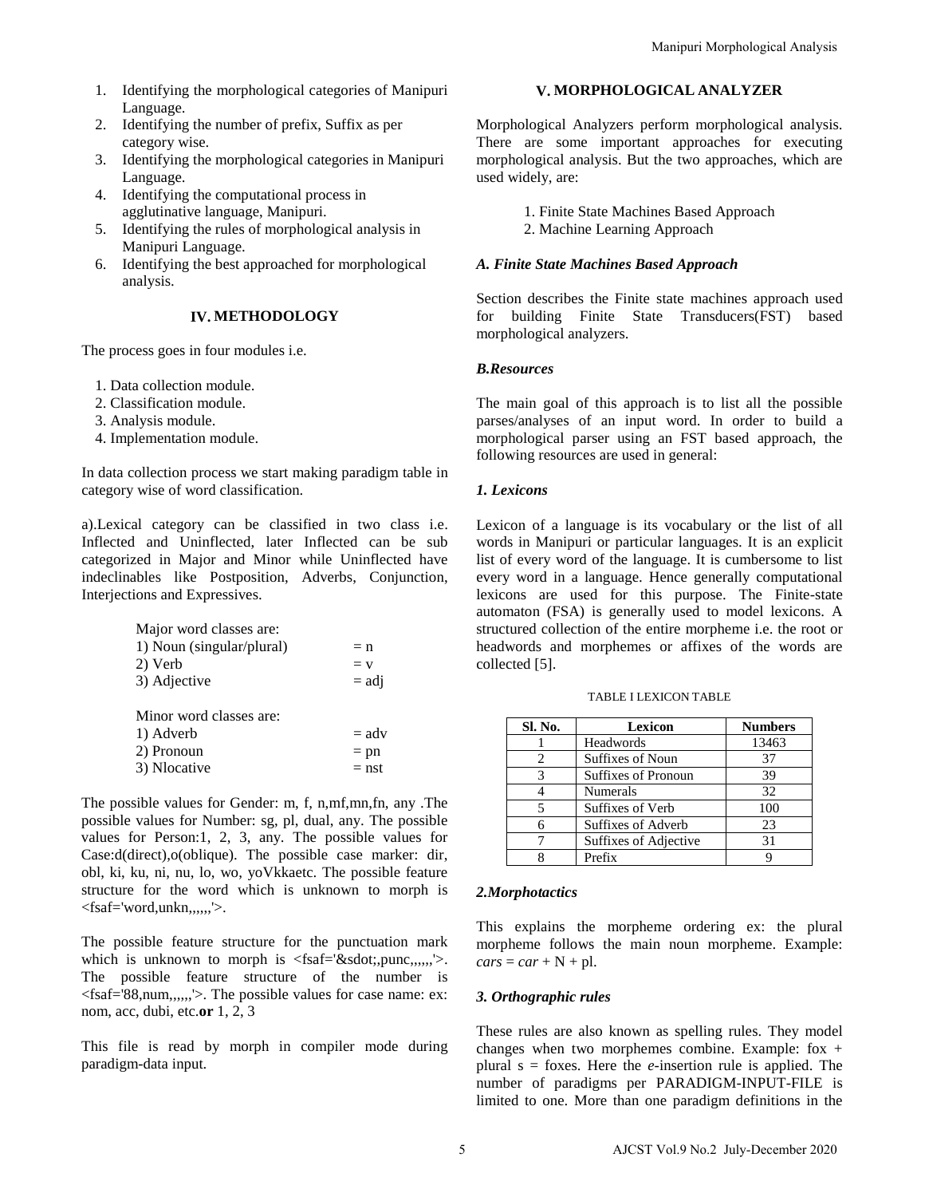1. Identifying the morphological categories of Manipuri Language.
2. Identifying the number of prefix, Suffix as per category wise.
3. Identifying the morphological categories in Manipuri Language.
4. Identifying the computational process in agglutinative language, Manipuri.
5. Identifying the rules of morphological analysis in Manipuri Language.
6. Identifying the best approached for morphological analysis.

## IV. METHODOLOGY

The process goes in four modules i.e.

1. Data collection module.
2. Classification module.
3. Analysis module.
4. Implementation module.

In data collection process we start making paradigm table in category wise of word classification.

a).Lexical category can be classified in two class i.e. Inflected and Uninflected, later Inflected can be sub categorized in Major and Minor while Uninflected have indeclinables like Postposition, Adverbs, Conjunction, Interjections and Expressives.

Major word classes are:
1) Noun (singular/plural) = n
2) Verb = v
3) Adjective = adj

Minor word classes are:
1) Adverb = adv
2) Pronoun = pn
3) Nlocative = nst

The possible values for Gender: m, f, n,mf,mn,fn, any .The possible values for Number: sg, pl, dual, any. The possible values for Person:1, 2, 3, any. The possible values for Case:d(direct),o(oblique). The possible case marker: dir, obl, ki, ku, ni, nu, lo, wo, yoVkkaetc. The possible feature structure for the word which is unknown to morph is <fsaf='word,unkn,,,,,,'>.

The possible feature structure for the punctuation mark which is unknown to morph is <fsaf='&sdot;,punc,,,,,,'>. The possible feature structure of the number is <fsaf='88,num,,,,,,'>. The possible values for case name: ex: nom, acc, dubi, etc.**or** 1, 2, 3

This file is read by morph in compiler mode during paradigm-data input.

## V. MORPHOLOGICAL ANALYZER

Morphological Analyzers perform morphological analysis. There are some important approaches for executing morphological analysis. But the two approaches, which are used widely, are:

1. Finite State Machines Based Approach
2. Machine Learning Approach

### *A. Finite State Machines Based Approach*

Section describes the Finite state machines approach used for building Finite State Transducers(FST) based morphological analyzers.

### *B.Resources*

The main goal of this approach is to list all the possible parses/analyses of an input word. In order to build a morphological parser using an FST based approach, the following resources are used in general:

#### *1. Lexicons*

Lexicon of a language is its vocabulary or the list of all words in Manipuri or particular languages. It is an explicit list of every word of the language. It is cumbersome to list every word in a language. Hence generally computational lexicons are used for this purpose. The Finite-state automaton (FSA) is generally used to model lexicons. A structured collection of the entire morpheme i.e. the root or headwords and morphemes or affixes of the words are collected [5].

TABLE I LEXICON TABLE

| Sl. No. | Lexicon | Numbers |
|---|---|---|
| 1 | Headwords | 13463 |
| 2 | Suffixes of Noun | 37 |
| 3 | Suffixes of Pronoun | 39 |
| 4 | Numerals | 32 |
| 5 | Suffixes of Verb | 100 |
| 6 | Suffixes of Adverb | 23 |
| 7 | Suffixes of Adjective | 31 |
| 8 | Prefix | 9 |

#### *2.Morphotactics*

This explains the morpheme ordering ex: the plural morpheme follows the main noun morpheme. Example: *cars* = *car* + N + pl.

#### *3. Orthographic rules*

These rules are also known as spelling rules. They model changes when two morphemes combine. Example: fox + plural s = foxes. Here the *e*-insertion rule is applied. The number of paradigms per PARADIGM-INPUT-FILE is limited to one. More than one paradigm definitions in the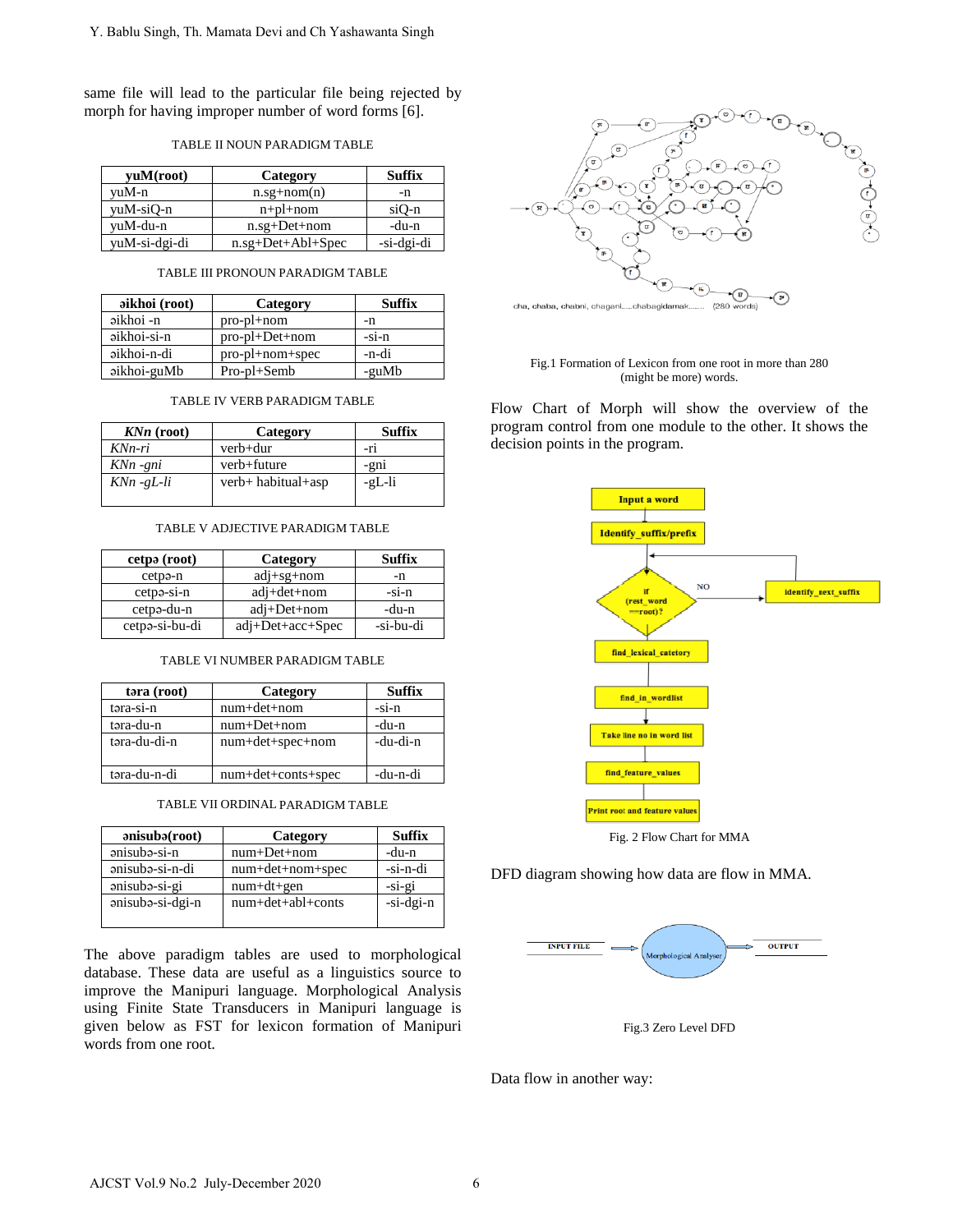same file will lead to the particular file being rejected by morph for having improper number of word forms [6].

TABLE II NOUN PARADIGM TABLE

| yuM(root) | Category | Suffix |
|---|---|---|
| yuM-n | n.sg+nom(n) | -n |
| yuM-siQ-n | n+pl+nom | siQ-n |
| yuM-du-n | n.sg+Det+nom | -du-n |
| yuM-si-dgi-di | n.sg+Det+Abl+Spec | -si-dgi-di |

TABLE III PRONOUN PARADIGM TABLE

| əikhoi (root) | Category | Suffix |
|---|---|---|
| əikhoi -n | pro-pl+nom | -n |
| əikhoi-si-n | pro-pl+Det+nom | -si-n |
| əikhoi-n-di | pro-pl+nom+spec | -n-di |
| əikhoi-guMb | Pro-pl+Semb | -guMb |

TABLE IV VERB PARADIGM TABLE

| *KNn* (root) | Category | Suffix |
|---|---|---|
| *KNn-ri* | verb+dur | -ri |
| *KNn -gni* | verb+future | -gni |
| *KNn -gL-li* | verb+ habitual+asp | -gL-li |

TABLE V ADJECTIVE PARADIGM TABLE

| cetpə (root) | Category | Suffix |
|---|---|---|
| cetpə-n | adj+sg+nom | -n |
| cetpə-si-n | adj+det+nom | -si-n |
| cetpə-du-n | adj+Det+nom | -du-n |
| cetpə-si-bu-di | adj+Det+acc+Spec | -si-bu-di |

TABLE VI NUMBER PARADIGM TABLE

| təra (root) | Category | Suffix |
|---|---|---|
| təra-si-n | num+det+nom | -si-n |
| təra-du-n | num+Det+nom | -du-n |
| təra-du-di-n | num+det+spec+nom | -du-di-n |
| təra-du-n-di | num+det+conts+spec | -du-n-di |

TABLE VII ORDINAL PARADIGM TABLE

| ənisubə(root) | Category | Suffix |
|---|---|---|
| ənisubə-si-n | num+Det+nom | -du-n |
| ənisubə-si-n-di | num+det+nom+spec | -si-n-di |
| ənisubə-si-gi | num+dt+gen | -si-gi |
| ənisubə-si-dgi-n | num+det+abl+conts | -si-dgi-n |

The above paradigm tables are used to morphological database. These data are useful as a linguistics source to improve the Manipuri language. Morphological Analysis using Finite State Transducers in Manipuri language is given below as FST for lexicon formation of Manipuri words from one root.

cha, chaba, chabni, chagani.....chabagidamak....... (280 words)

Fig.1 Formation of Lexicon from one root in more than 280 (might be more) words.

Flow Chart of Morph will show the overview of the program control from one module to the other. It shows the decision points in the program.

Input a word → Identify_suffix/prefix → if (rest_word ==root)? —NO→ identify_next_suffix → find_lexical_catetory → find_in_wordlist → Take line no in word list → find_feature_values → Print root and feature values

Fig. 2 Flow Chart for MMA

DFD diagram showing how data are flow in MMA.

INPUT FILE → Morphological Analyser → OUTPUT

Fig.3 Zero Level DFD

Data flow in another way: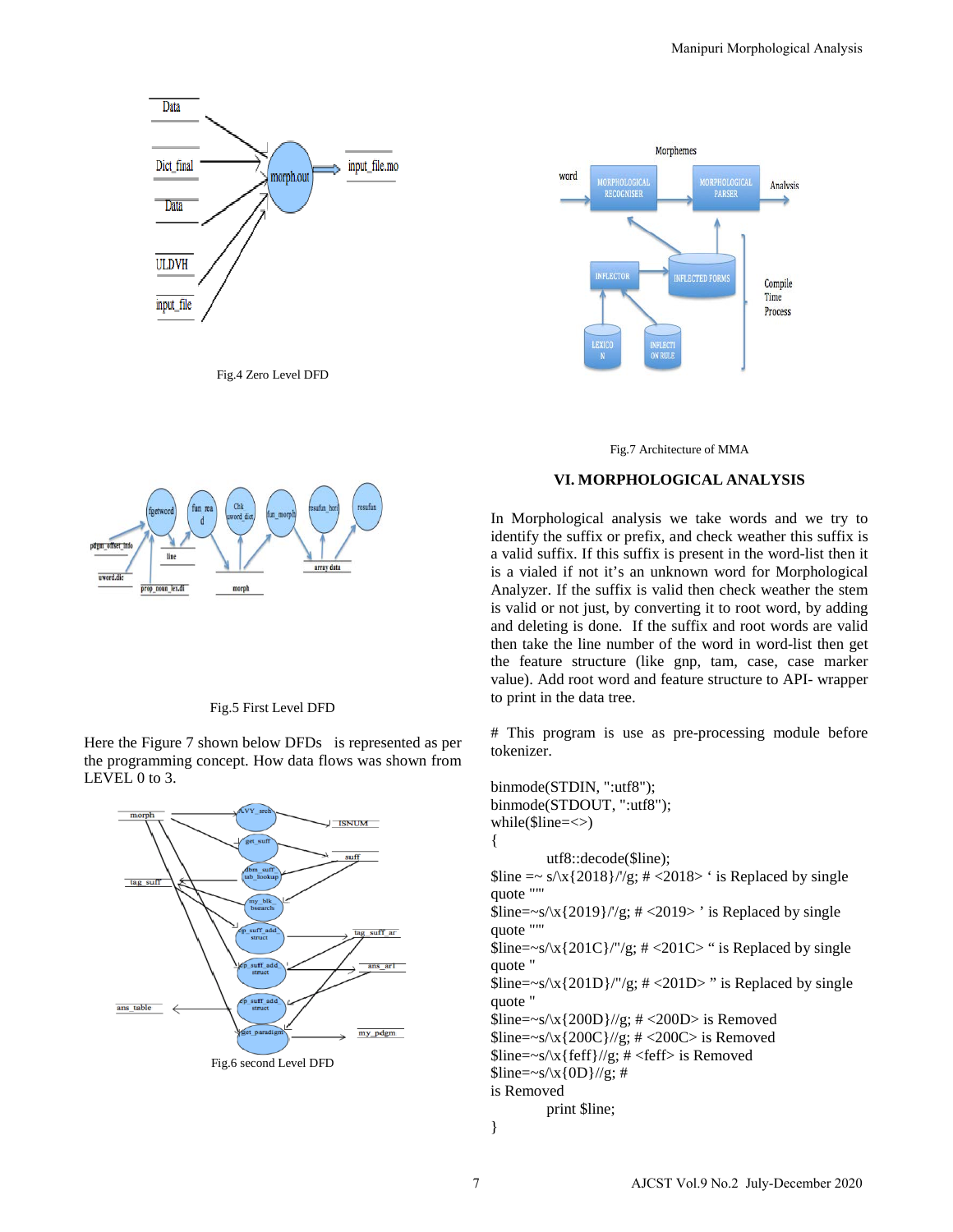Fig.4 Zero Level DFD

Fig.5 First Level DFD

Here the Figure 7 shown below DFDs is represented as per the programming concept. How data flows was shown from LEVEL 0 to 3.

Fig.6 second Level DFD

Fig.7 Architecture of MMA

## VI. MORPHOLOGICAL ANALYSIS

In Morphological analysis we take words and we try to identify the suffix or prefix, and check weather this suffix is a valid suffix. If this suffix is present in the word-list then it is a vialed if not it's an unknown word for Morphological Analyzer. If the suffix is valid then check weather the stem is valid or not just, by converting it to root word, by adding and deleting is done. If the suffix and root words are valid then take the line number of the word in word-list then get the feature structure (like gnp, tam, case, case marker value). Add root word and feature structure to API- wrapper to print in the data tree.

# This program is use as pre-processing module before tokenizer.

```
binmode(STDIN, ":utf8");
binmode(STDOUT, ":utf8");
while($line=<>)
{
        utf8::decode($line);
$line =~ s/\x{2018}/'/g; # <2018> ' is Replaced by single quote "'"
$line=~s/\x{2019}/'/g; # <2019> ' is Replaced by single quote "'"
$line=~s/\x{201C}/"/g; # <201C> " is Replaced by single quote "
$line=~s/\x{201D}/"/g; # <201D> " is Replaced by single quote "
$line=~s/\x{200D}//g; # <200D> is Removed
$line=~s/\x{200C}//g; # <200C> is Removed
$line=~s/\x{feff}//g; # <feff> is Removed
$line=~s/\x{0D}//g; #
is Removed
        print $line;
}
```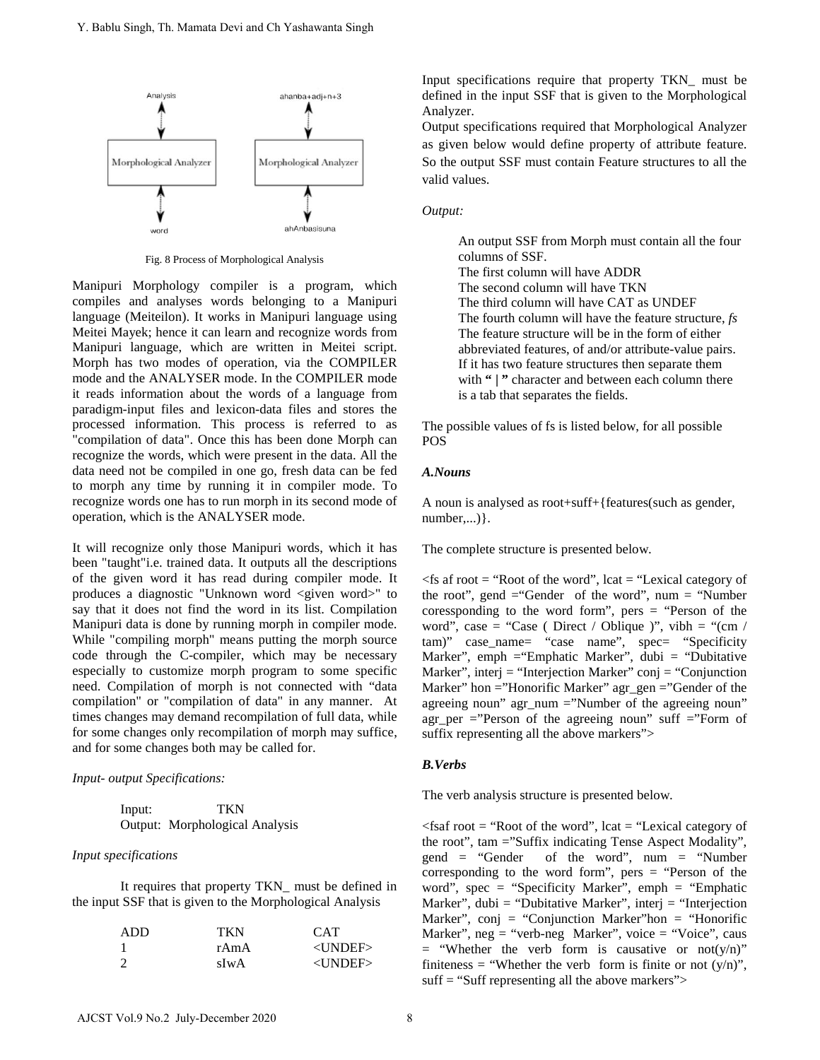Fig. 8 Process of Morphological Analysis

Manipuri Morphology compiler is a program, which compiles and analyses words belonging to a Manipuri language (Meiteilon). It works in Manipuri language using Meitei Mayek; hence it can learn and recognize words from Manipuri language, which are written in Meitei script. Morph has two modes of operation, via the COMPILER mode and the ANALYSER mode. In the COMPILER mode it reads information about the words of a language from paradigm-input files and lexicon-data files and stores the processed information. This process is referred to as "compilation of data". Once this has been done Morph can recognize the words, which were present in the data. All the data need not be compiled in one go, fresh data can be fed to morph any time by running it in compiler mode. To recognize words one has to run morph in its second mode of operation, which is the ANALYSER mode.

It will recognize only those Manipuri words, which it has been "taught"i.e. trained data. It outputs all the descriptions of the given word it has read during compiler mode. It produces a diagnostic "Unknown word <given word>" to say that it does not find the word in its list. Compilation Manipuri data is done by running morph in compiler mode. While "compiling morph" means putting the morph source code through the C-compiler, which may be necessary especially to customize morph program to some specific need. Compilation of morph is not connected with "data compilation" or "compilation of data" in any manner. At times changes may demand recompilation of full data, while for some changes only recompilation of morph may suffice, and for some changes both may be called for.

*Input- output Specifications:*

Input: TKN
Output: Morphological Analysis

*Input specifications*

It requires that property TKN_ must be defined in the input SSF that is given to the Morphological Analysis

| ADD | TKN | CAT |
|---|---|---|
| 1 | rAmA | <UNDEF> |
| 2 | sIwA | <UNDEF> |

Input specifications require that property TKN_ must be defined in the input SSF that is given to the Morphological Analyzer.

Output specifications required that Morphological Analyzer as given below would define property of attribute feature. So the output SSF must contain Feature structures to all the valid values.

*Output:*

An output SSF from Morph must contain all the four columns of SSF.
The first column will have ADDR
The second column will have TKN
The third column will have CAT as UNDEF
The fourth column will have the feature structure, *fs*
The feature structure will be in the form of either abbreviated features, of and/or attribute-value pairs. If it has two feature structures then separate them with **"|"** character and between each column there is a tab that separates the fields.

The possible values of fs is listed below, for all possible POS

### *A.Nouns*

A noun is analysed as root+suff+{features(such as gender, number,...)}.

The complete structure is presented below.

<fs af root = "Root of the word", lcat = "Lexical category of the root", gend ="Gender of the word", num = "Number coressponding to the word form", pers = "Person of the word", case = "Case ( Direct / Oblique )", vibh = "(cm / tam)" case_name= "case name", spec= "Specificity Marker", emph ="Emphatic Marker", dubi = "Dubitative Marker", interj = "Interjection Marker" conj = "Conjunction Marker" hon ="Honorific Marker" agr_gen ="Gender of the agreeing noun" agr_num ="Number of the agreeing noun" agr_per ="Person of the agreeing noun" suff ="Form of suffix representing all the above markers">

### *B.Verbs*

The verb analysis structure is presented below.

<fsaf root = "Root of the word", lcat = "Lexical category of the root", tam ="Suffix indicating Tense Aspect Modality", gend = "Gender of the word", num = "Number corresponding to the word form", pers = "Person of the word", spec = "Specificity Marker", emph = "Emphatic Marker", dubi = "Dubitative Marker", interj = "Interjection Marker", conj = "Conjunction Marker"hon = "Honorific Marker", neg = "verb-neg Marker", voice = "Voice", caus = "Whether the verb form is causative or not(y/n)" finiteness = "Whether the verb form is finite or not (y/n)", suff = "Suff representing all the above markers">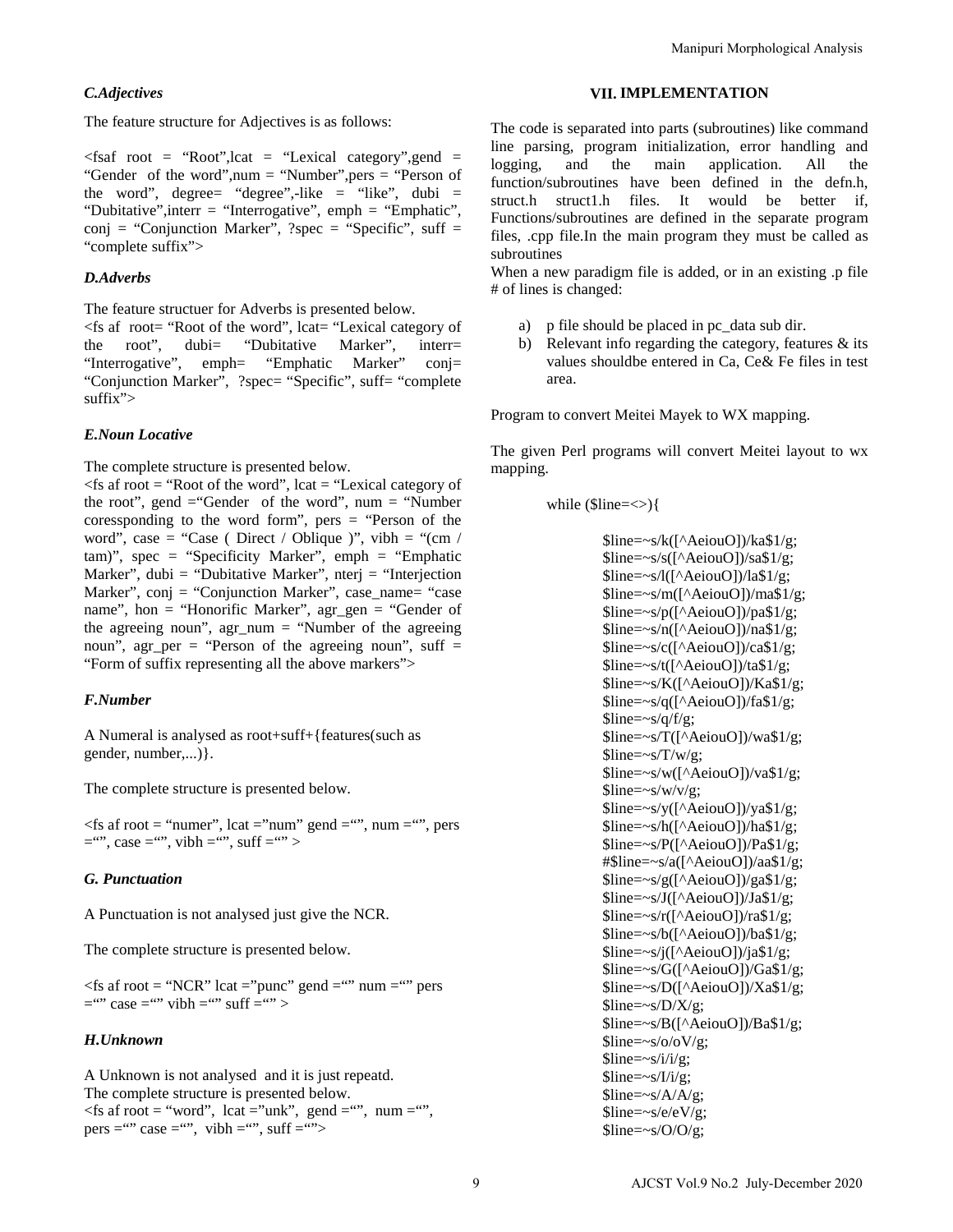### C.Adjectives

The feature structure for Adjectives is as follows:

<fsaf root = "Root",lcat = "Lexical category",gend = "Gender of the word",num = "Number",pers = "Person of the word", degree= "degree",-like = "like", dubi = "Dubitative",interr = "Interrogative", emph = "Emphatic", conj = "Conjunction Marker", ?spec = "Specific", suff = "complete suffix">

### D.Adverbs

The feature structuer for Adverbs is presented below.
<fs af root= "Root of the word", lcat= "Lexical category of the root", dubi= "Dubitative Marker", interr= "Interrogative", emph= "Emphatic Marker" conj= "Conjunction Marker", ?spec= "Specific", suff= "complete suffix">

### E.Noun Locative

The complete structure is presented below.
<fs af root = "Root of the word", lcat = "Lexical category of the root", gend ="Gender of the word", num = "Number coressponding to the word form", pers = "Person of the word", case = "Case ( Direct / Oblique )", vibh = "(cm / tam)", spec = "Specificity Marker", emph = "Emphatic Marker", dubi = "Dubitative Marker", nterj = "Interjection Marker", conj = "Conjunction Marker", case_name= "case name", hon = "Honorific Marker", agr_gen = "Gender of the agreeing noun", agr_num = "Number of the agreeing noun", agr_per = "Person of the agreeing noun", suff = "Form of suffix representing all the above markers">

### F.Number

A Numeral is analysed as root+suff+{features(such as gender, number,...)}.

The complete structure is presented below.

<fs af root = "numer", lcat ="num" gend ="", num ="", pers ="", case ="", vibh ="", suff ="" >

### G. Punctuation

A Punctuation is not analysed just give the NCR.

The complete structure is presented below.

<fs af root = "NCR" lcat ="punc" gend ="" num ="" pers ="" case ="" vibh ="" suff ="" >

### H.Unknown

A Unknown is not analysed and it is just repeatd.
The complete structure is presented below.
<fs af root = "word", lcat ="unk", gend ="", num ="", pers ="" case ="", vibh ="", suff ="">

## VII. IMPLEMENTATION

The code is separated into parts (subroutines) like command line parsing, program initialization, error handling and logging, and the main application. All the function/subroutines have been defined in the defn.h, struct.h struct1.h files. It would be better if, Functions/subroutines are defined in the separate program files, .cpp file.In the main program they must be called as subroutines
When a new paradigm file is added, or in an existing .p file # of lines is changed:

a) p file should be placed in pc_data sub dir.
b) Relevant info regarding the category, features & its values shouldbe entered in Ca, Ce& Fe files in test area.

Program to convert Meitei Mayek to WX mapping.

The given Perl programs will convert Meitei layout to wx mapping.

```
while ($line=<>){

    $line=~s/k([^AeiouO])/ka$1/g;
    $line=~s/s([^AeiouO])/sa$1/g;
    $line=~s/l([^AeiouO])/la$1/g;
    $line=~s/m([^AeiouO])/ma$1/g;
    $line=~s/p([^AeiouO])/pa$1/g;
    $line=~s/n([^AeiouO])/na$1/g;
    $line=~s/c([^AeiouO])/ca$1/g;
    $line=~s/t([^AeiouO])/ta$1/g;
    $line=~s/K([^AeiouO])/Ka$1/g;
    $line=~s/q([^AeiouO])/fa$1/g;
    $line=~s/q/f/g;
    $line=~s/T([^AeiouO])/wa$1/g;
    $line=~s/T/w/g;
    $line=~s/w([^AeiouO])/va$1/g;
    $line=~s/w/v/g;
    $line=~s/y([^AeiouO])/ya$1/g;
    $line=~s/h([^AeiouO])/ha$1/g;
    $line=~s/P([^AeiouO])/Pa$1/g;
    #$line=~s/a([^AeiouO])/aa$1/g;
    $line=~s/g([^AeiouO])/ga$1/g;
    $line=~s/J([^AeiouO])/Ja$1/g;
    $line=~s/r([^AeiouO])/ra$1/g;
    $line=~s/b([^AeiouO])/ba$1/g;
    $line=~s/j([^AeiouO])/ja$1/g;
    $line=~s/G([^AeiouO])/Ga$1/g;
    $line=~s/D([^AeiouO])/Xa$1/g;
    $line=~s/D/X/g;
    $line=~s/B([^AeiouO])/Ba$1/g;
    $line=~s/o/oV/g;
    $line=~s/i/i/g;
    $line=~s/I/i/g;
    $line=~s/A/A/g;
    $line=~s/e/eV/g;
    $line=~s/O/O/g;
```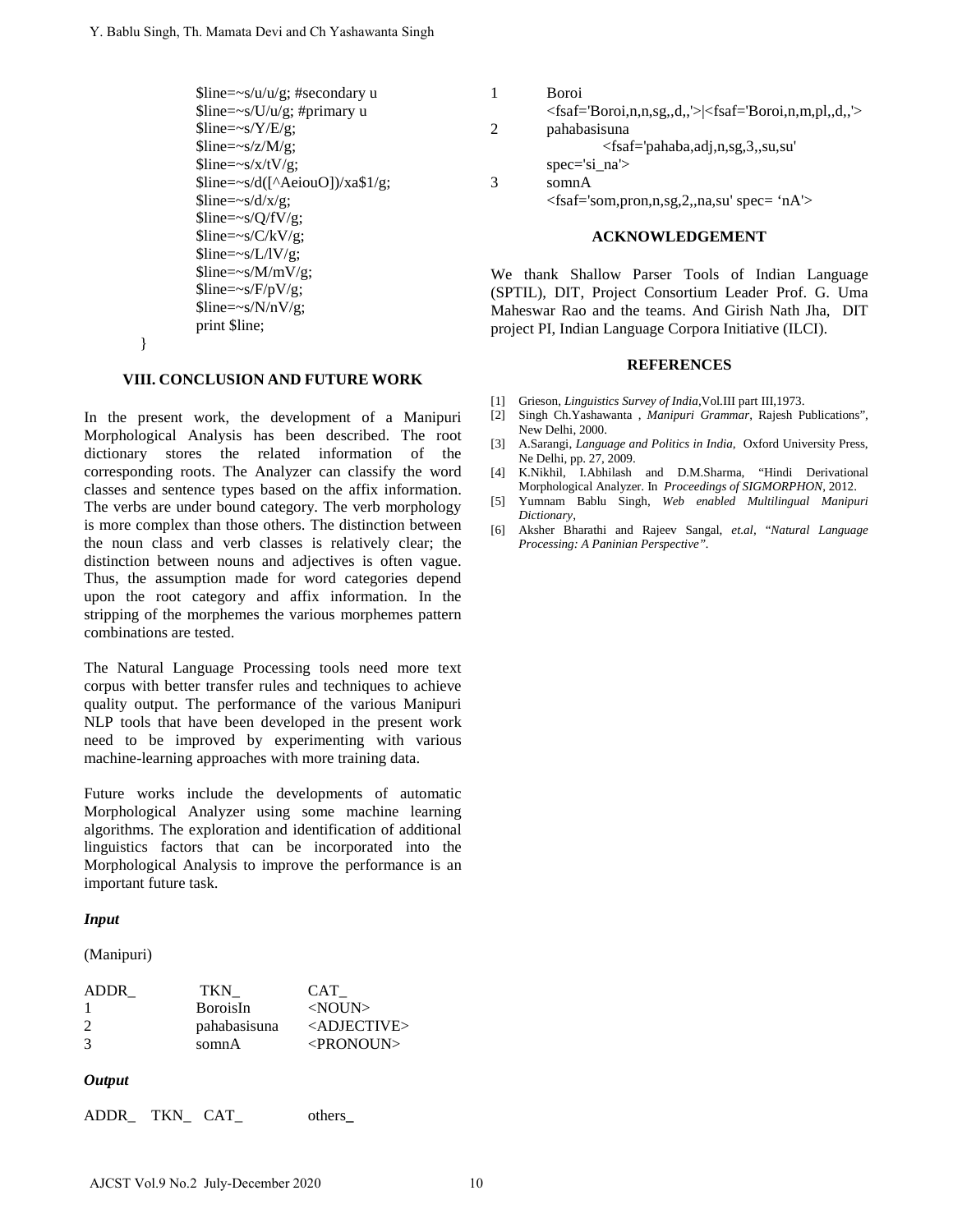```
        $line=~s/u/u/g; #secondary u
        $line=~s/U/u/g; #primary u
        $line=~s/Y/E/g;
        $line=~s/z/M/g;
        $line=~s/x/tV/g;
        $line=~s/d([^AeiouO])/xa$1/g;
        $line=~s/d/x/g;
        $line=~s/Q/fV/g;
        $line=~s/C/kV/g;
        $line=~s/L/lV/g;
        $line=~s/M/mV/g;
        $line=~s/F/pV/g;
        $line=~s/N/nV/g;
        print $line;
}
```

## VIII. CONCLUSION AND FUTURE WORK

In the present work, the development of a Manipuri Morphological Analysis has been described. The root dictionary stores the related information of the corresponding roots. The Analyzer can classify the word classes and sentence types based on the affix information. The verbs are under bound category. The verb morphology is more complex than those others. The distinction between the noun class and verb classes is relatively clear; the distinction between nouns and adjectives is often vague. Thus, the assumption made for word categories depend upon the root category and affix information. In the stripping of the morphemes the various morphemes pattern combinations are tested.

The Natural Language Processing tools need more text corpus with better transfer rules and techniques to achieve quality output. The performance of the various Manipuri NLP tools that have been developed in the present work need to be improved by experimenting with various machine-learning approaches with more training data.

Future works include the developments of automatic Morphological Analyzer using some machine learning algorithms. The exploration and identification of additional linguistics factors that can be incorporated into the Morphological Analysis to improve the performance is an important future task.

***Input***

(Manipuri)

| ADDR_ | TKN_ | CAT_ |
|---|---|---|
| 1 | BoroisIn | <NOUN> |
| 2 | pahabasisuna | <ADJECTIVE> |
| 3 | somnA | <PRONOUN> |

***Output***

```
ADDR_   TKN_   CAT_        others_
1       Boroi
        <fsaf='Boroi,n,n,sg,,d,,'>|<fsaf='Boroi,n,m,pl,,d,,'>
2       pahabasisuna
                <fsaf='pahaba,adj,n,sg,3,,su,su'
        spec='si_na'>
3       somnA
        <fsaf='som,pron,n,sg,2,,na,su' spec= 'nA'>
```

### ACKNOWLEDGEMENT

We thank Shallow Parser Tools of Indian Language (SPTIL), DIT, Project Consortium Leader Prof. G. Uma Maheswar Rao and the teams. And Girish Nath Jha, DIT project PI, Indian Language Corpora Initiative (ILCI).

### REFERENCES

[1] Grieson, *Linguistics Survey of India*,Vol.III part III,1973.

[2] Singh Ch.Yashawanta , *Manipuri Grammar*, Rajesh Publications", New Delhi, 2000.

[3] A.Sarangi, *Language and Politics in India,* Oxford University Press, Ne Delhi, pp. 27, 2009.

[4] K.Nikhil, I.Abhilash and D.M.Sharma, "Hindi Derivational Morphological Analyzer. In *Proceedings of SIGMORPHON*, 2012.

[5] Yumnam Bablu Singh, *Web enabled Multilingual Manipuri Dictionary*,

[6] Aksher Bharathi and Rajeev Sangal, *et.al*, *"Natural Language Processing: A Paninian Perspective"*.